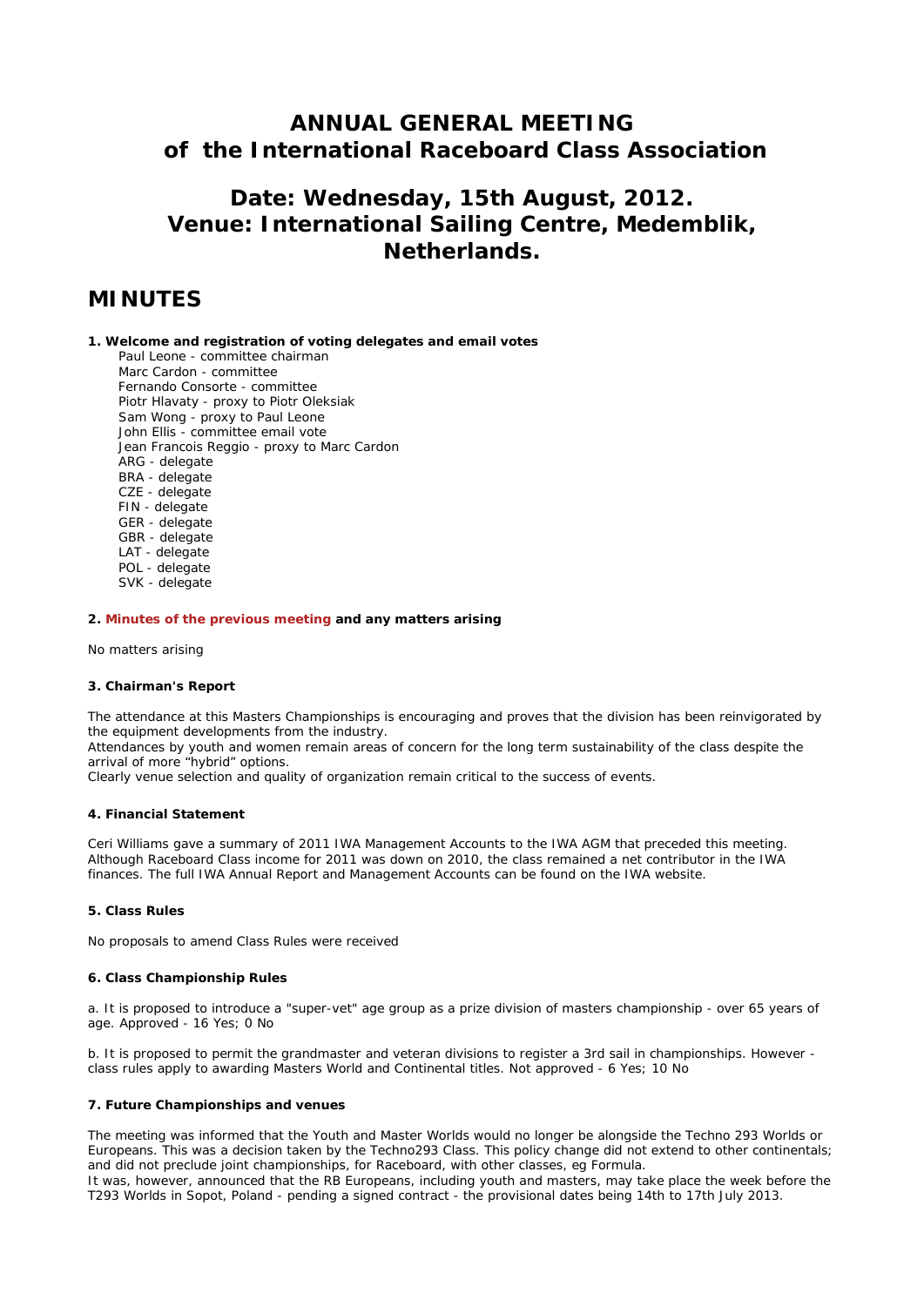# ANNUAL GENERAL MEETING of the International Raceboard Class Association

## Date: Wednesday, 15th August, 2012. Venue: International Sailing Centre, Medemblik, Netherlands.

# MINUTES

**1. Welcome and registration of voting delegates and email votes**

Paul Leone - committee chairman
Marc Cardon - committee
Fernando Consorte - committee
Piotr Hlavaty - proxy to Piotr Oleksiak
Sam Wong - proxy to Paul Leone
John Ellis - committee email vote
Jean Francois Reggio - proxy to Marc Cardon
ARG - delegate
BRA - delegate
CZE - delegate
FIN - delegate
GER - delegate
GBR - delegate
LAT - delegate
POL - delegate
SVK - delegate

**2. Minutes of the previous meeting and any matters arising**

No matters arising

**3. Chairman's Report**

The attendance at this Masters Championships is encouraging and proves that the division has been reinvigorated by the equipment developments from the industry.
Attendances by youth and women remain areas of concern for the long term sustainability of the class despite the arrival of more "hybrid" options.
Clearly venue selection and quality of organization remain critical to the success of events.

**4. Financial Statement**

Ceri Williams gave a summary of 2011 IWA Management Accounts to the IWA AGM that preceded this meeting. Although Raceboard Class income for 2011 was down on 2010, the class remained a net contributor in the IWA finances. The full IWA Annual Report and Management Accounts can be found on the IWA website.

**5. Class Rules**

No proposals to amend Class Rules were received

**6. Class Championship Rules**

a. It is proposed to introduce a "super-vet" age group as a prize division of masters championship - over 65 years of age. Approved - 16 Yes; 0 No

b. It is proposed to permit the grandmaster and veteran divisions to register a 3rd sail in championships. However - class rules apply to awarding Masters World and Continental titles. Not approved - 6 Yes; 10 No

**7. Future Championships and venues**

The meeting was informed that the Youth and Master Worlds would no longer be alongside the Techno 293 Worlds or Europeans. This was a decision taken by the Techno293 Class. This policy change did not extend to other continentals; and did not preclude joint championships, for Raceboard, with other classes, eg Formula.
It was, however, announced that the RB Europeans, including youth and masters, may take place the week before the T293 Worlds in Sopot, Poland - pending a signed contract - the provisional dates being 14th to 17th July 2013.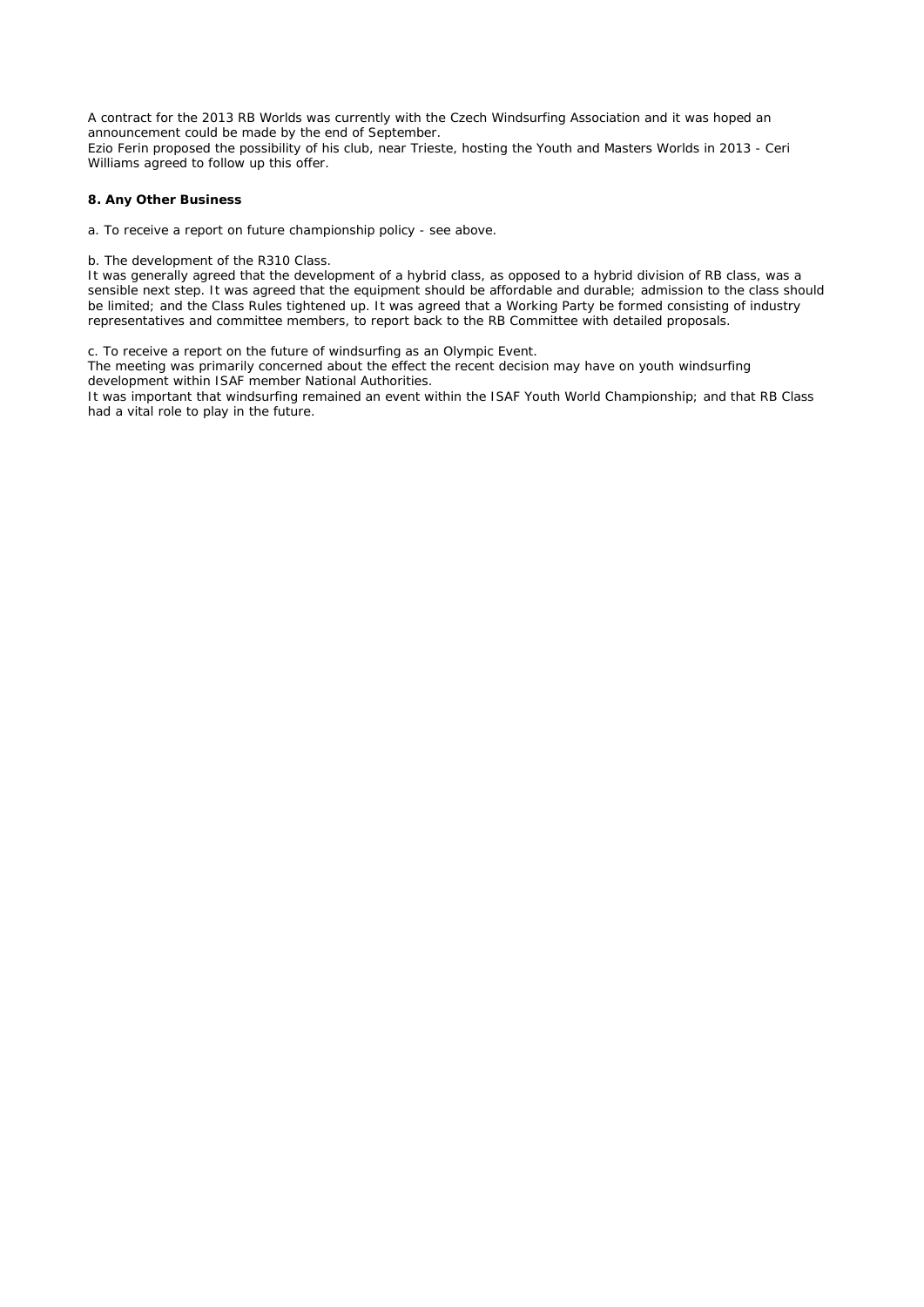A contract for the 2013 RB Worlds was currently with the Czech Windsurfing Association and it was hoped an announcement could be made by the end of September.
Ezio Ferin proposed the possibility of his club, near Trieste, hosting the Youth and Masters Worlds in 2013 - Ceri Williams agreed to follow up this offer.

**8. Any Other Business**

a. To receive a report on future championship policy - see above.

b. The development of the R310 Class.
It was generally agreed that the development of a hybrid class, as opposed to a hybrid division of RB class, was a sensible next step. It was agreed that the equipment should be affordable and durable; admission to the class should be limited; and the Class Rules tightened up. It was agreed that a Working Party be formed consisting of industry representatives and committee members, to report back to the RB Committee with detailed proposals.

c. To receive a report on the future of windsurfing as an Olympic Event.
The meeting was primarily concerned about the effect the recent decision may have on youth windsurfing development within ISAF member National Authorities.
It was important that windsurfing remained an event within the ISAF Youth World Championship; and that RB Class had a vital role to play in the future.